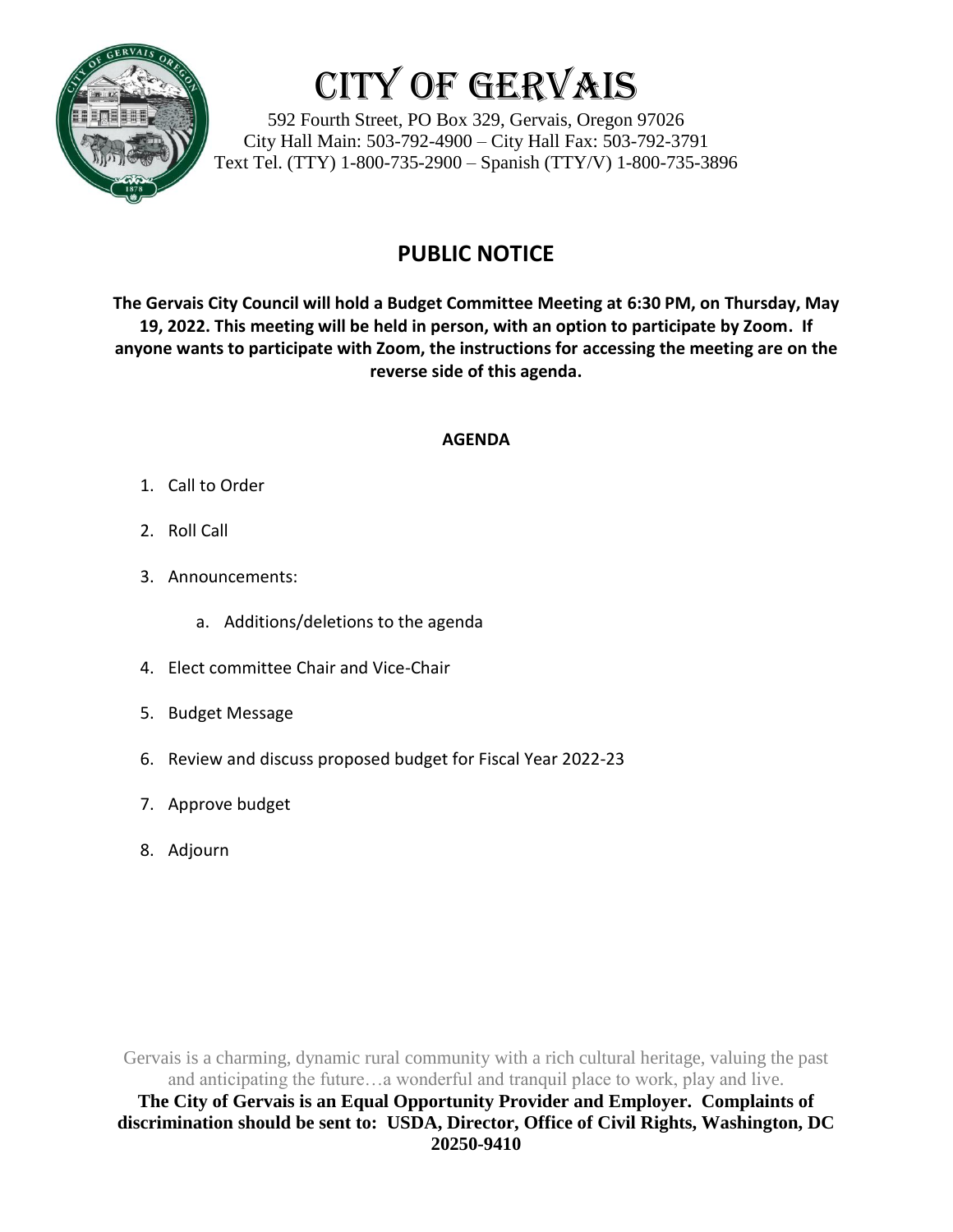# CITY OF GERVAIS

592 Fourth Street, PO Box 329, Gervais, Oregon 97026
City Hall Main: 503-792-4900 – City Hall Fax: 503-792-3791
Text Tel. (TTY) 1-800-735-2900 – Spanish (TTY/V) 1-800-735-3896

## PUBLIC NOTICE

**The Gervais City Council will hold a Budget Committee Meeting at 6:30 PM, on Thursday, May 19, 2022. This meeting will be held in person, with an option to participate by Zoom. If anyone wants to participate with Zoom, the instructions for accessing the meeting are on the reverse side of this agenda.**

**AGENDA**

1. Call to Order
2. Roll Call
3. Announcements:
   a. Additions/deletions to the agenda
4. Elect committee Chair and Vice-Chair
5. Budget Message
6. Review and discuss proposed budget for Fiscal Year 2022-23
7. Approve budget
8. Adjourn

Gervais is a charming, dynamic rural community with a rich cultural heritage, valuing the past and anticipating the future…a wonderful and tranquil place to work, play and live.

**The City of Gervais is an Equal Opportunity Provider and Employer. Complaints of discrimination should be sent to: USDA, Director, Office of Civil Rights, Washington, DC 20250-9410**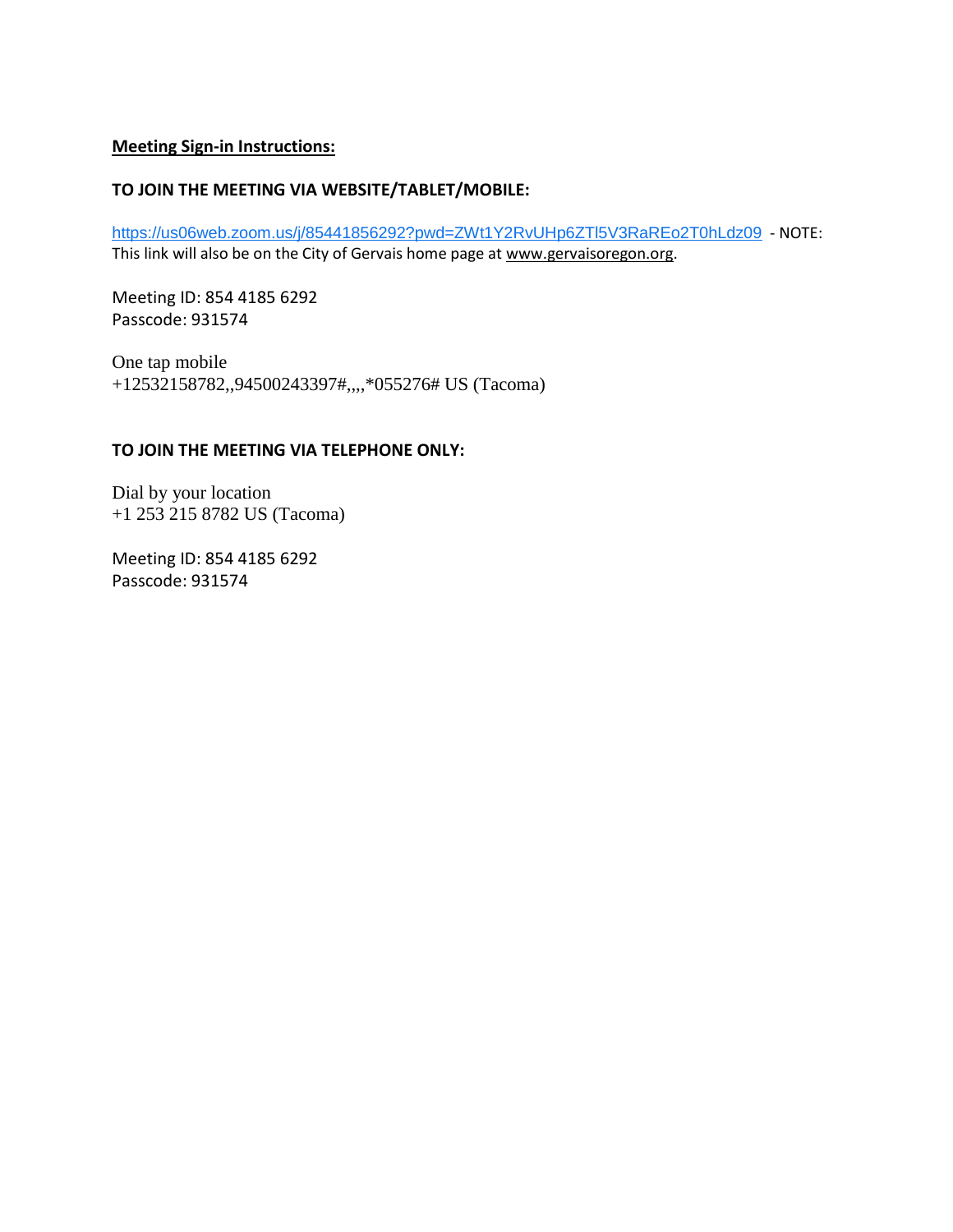**Meeting Sign-in Instructions:**

**TO JOIN THE MEETING VIA WEBSITE/TABLET/MOBILE:**

https://us06web.zoom.us/j/85441856292?pwd=ZWt1Y2RvUHp6ZTl5V3RaREo2T0hLdz09 - NOTE: This link will also be on the City of Gervais home page at www.gervaisoregon.org.

Meeting ID: 854 4185 6292
Passcode: 931574

One tap mobile
+12532158782,,94500243397#,,,,*055276# US (Tacoma)

**TO JOIN THE MEETING VIA TELEPHONE ONLY:**

Dial by your location
+1 253 215 8782 US (Tacoma)

Meeting ID: 854 4185 6292
Passcode: 931574